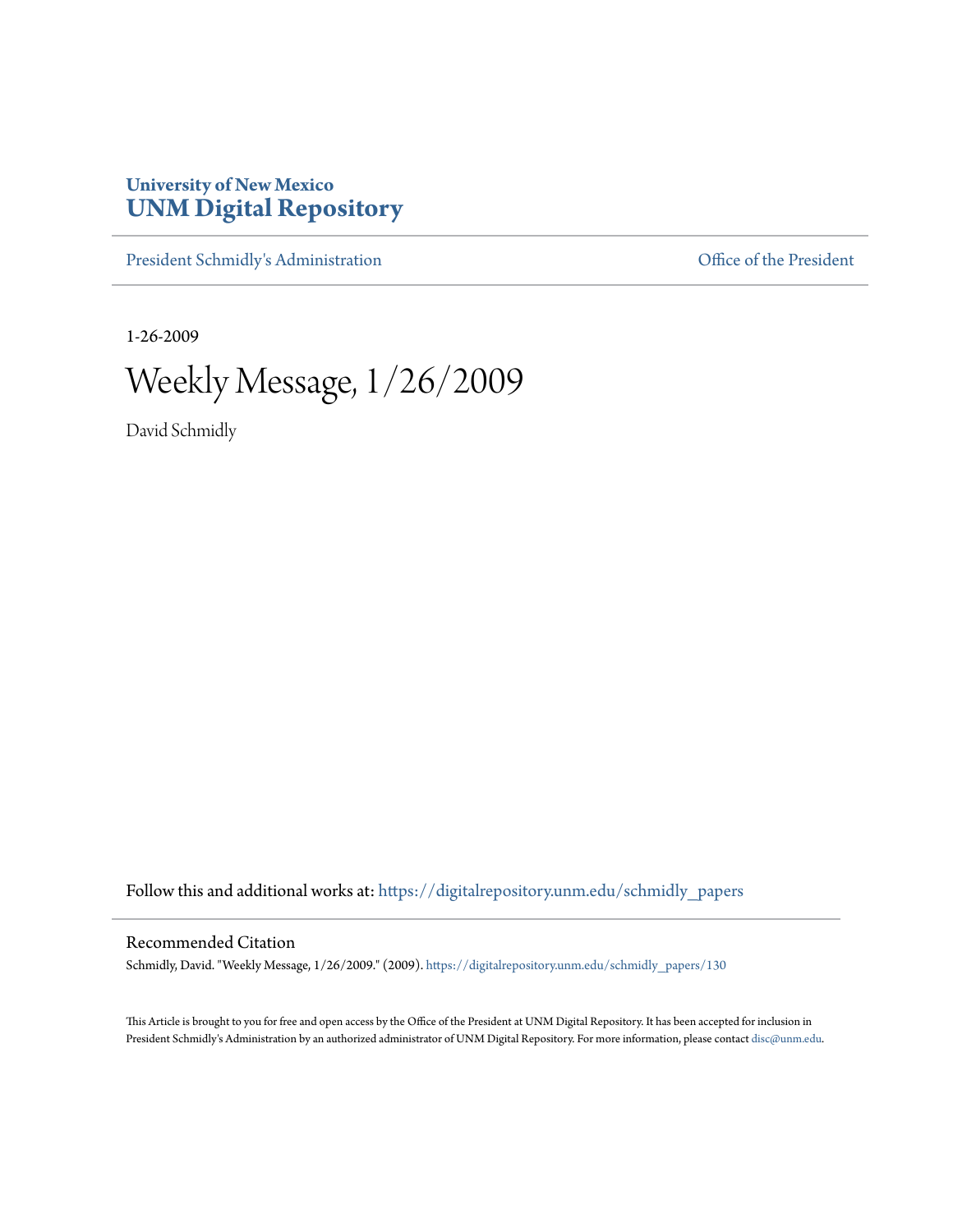University of New Mexico
**UNM Digital Repository**

President Schmidly's Administration | Office of the President

1-26-2009

# Weekly Message, 1/26/2009

David Schmidly

Follow this and additional works at: https://digitalrepository.unm.edu/schmidly_papers

## Recommended Citation

Schmidly, David. "Weekly Message, 1/26/2009." (2009). https://digitalrepository.unm.edu/schmidly_papers/130

This Article is brought to you for free and open access by the Office of the President at UNM Digital Repository. It has been accepted for inclusion in President Schmidly's Administration by an authorized administrator of UNM Digital Repository. For more information, please contact disc@unm.edu.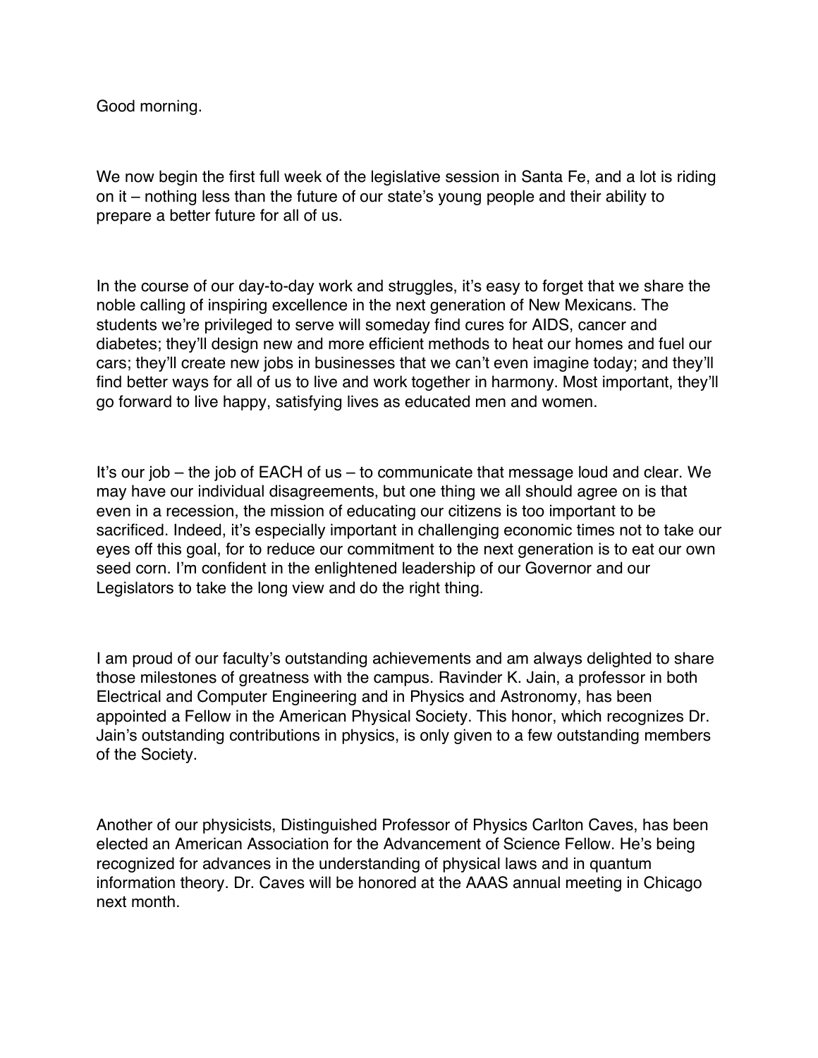Good morning.

We now begin the first full week of the legislative session in Santa Fe, and a lot is riding on it – nothing less than the future of our state's young people and their ability to prepare a better future for all of us.

In the course of our day-to-day work and struggles, it's easy to forget that we share the noble calling of inspiring excellence in the next generation of New Mexicans. The students we're privileged to serve will someday find cures for AIDS, cancer and diabetes; they'll design new and more efficient methods to heat our homes and fuel our cars; they'll create new jobs in businesses that we can't even imagine today; and they'll find better ways for all of us to live and work together in harmony. Most important, they'll go forward to live happy, satisfying lives as educated men and women.

It's our job – the job of EACH of us – to communicate that message loud and clear. We may have our individual disagreements, but one thing we all should agree on is that even in a recession, the mission of educating our citizens is too important to be sacrificed. Indeed, it's especially important in challenging economic times not to take our eyes off this goal, for to reduce our commitment to the next generation is to eat our own seed corn. I'm confident in the enlightened leadership of our Governor and our Legislators to take the long view and do the right thing.

I am proud of our faculty's outstanding achievements and am always delighted to share those milestones of greatness with the campus. Ravinder K. Jain, a professor in both Electrical and Computer Engineering and in Physics and Astronomy, has been appointed a Fellow in the American Physical Society. This honor, which recognizes Dr. Jain's outstanding contributions in physics, is only given to a few outstanding members of the Society.

Another of our physicists, Distinguished Professor of Physics Carlton Caves, has been elected an American Association for the Advancement of Science Fellow. He's being recognized for advances in the understanding of physical laws and in quantum information theory. Dr. Caves will be honored at the AAAS annual meeting in Chicago next month.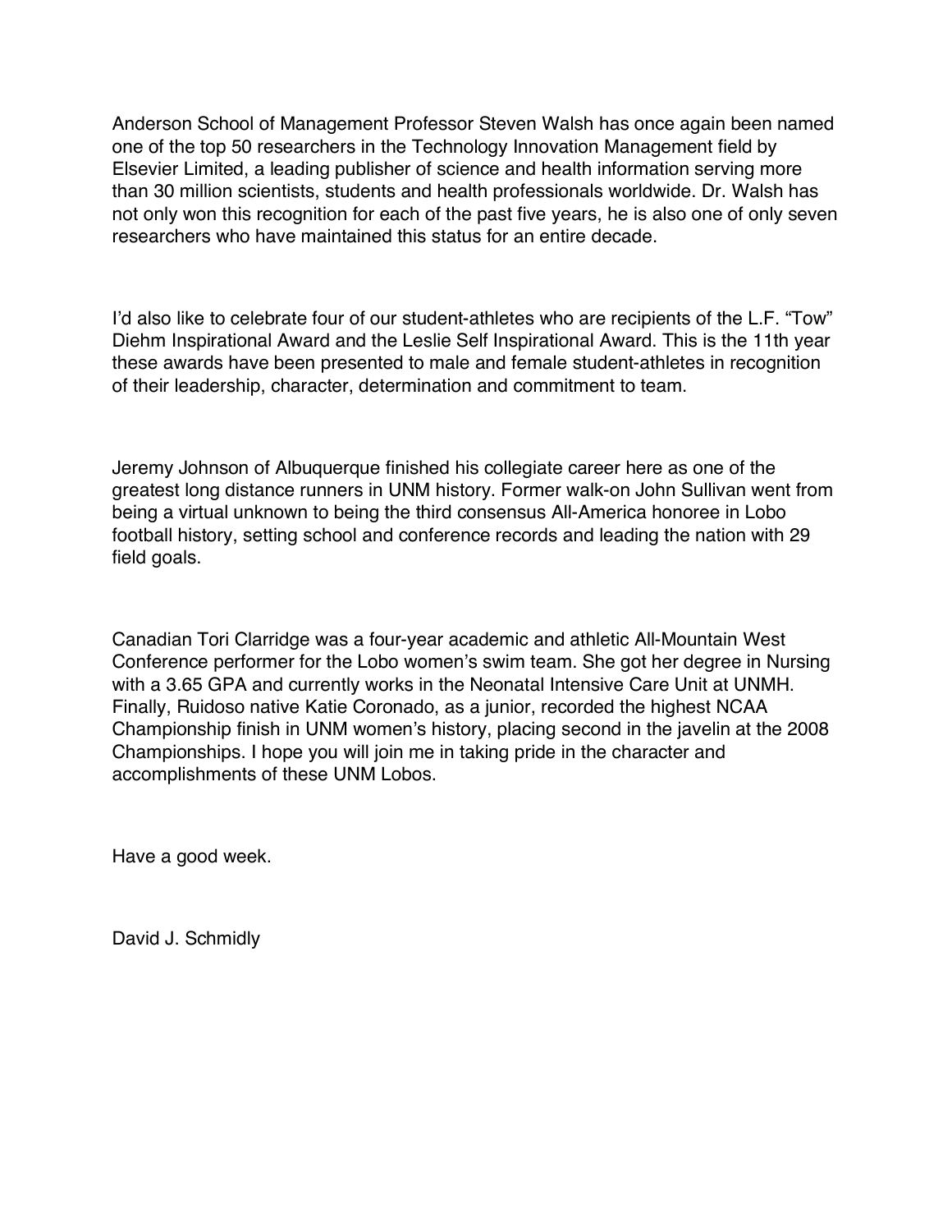Anderson School of Management Professor Steven Walsh has once again been named one of the top 50 researchers in the Technology Innovation Management field by Elsevier Limited, a leading publisher of science and health information serving more than 30 million scientists, students and health professionals worldwide. Dr. Walsh has not only won this recognition for each of the past five years, he is also one of only seven researchers who have maintained this status for an entire decade.

I'd also like to celebrate four of our student-athletes who are recipients of the L.F. "Tow" Diehm Inspirational Award and the Leslie Self Inspirational Award. This is the 11th year these awards have been presented to male and female student-athletes in recognition of their leadership, character, determination and commitment to team.

Jeremy Johnson of Albuquerque finished his collegiate career here as one of the greatest long distance runners in UNM history. Former walk-on John Sullivan went from being a virtual unknown to being the third consensus All-America honoree in Lobo football history, setting school and conference records and leading the nation with 29 field goals.

Canadian Tori Clarridge was a four-year academic and athletic All-Mountain West Conference performer for the Lobo women's swim team. She got her degree in Nursing with a 3.65 GPA and currently works in the Neonatal Intensive Care Unit at UNMH. Finally, Ruidoso native Katie Coronado, as a junior, recorded the highest NCAA Championship finish in UNM women's history, placing second in the javelin at the 2008 Championships. I hope you will join me in taking pride in the character and accomplishments of these UNM Lobos.

Have a good week.

David J. Schmidly